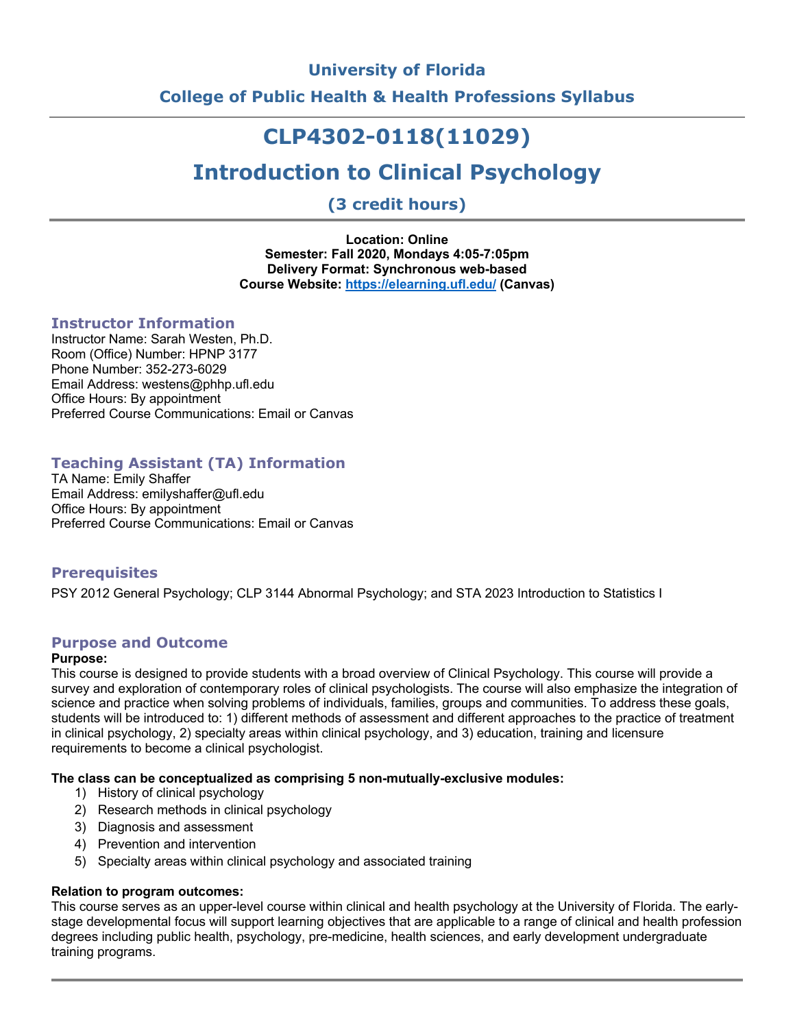# University of Florida

# College of Public Health & Health Professions Syllabus

# CLP4302-0118(11029)

# Introduction to Clinical Psychology

### (3 credit hours)

**Location: Online**
**Semester: Fall 2020, Mondays 4:05-7:05pm**
**Delivery Format: Synchronous web-based**
**Course Website: https://elearning.ufl.edu/ (Canvas)**

## Instructor Information

Instructor Name: Sarah Westen, Ph.D.
Room (Office) Number: HPNP 3177
Phone Number: 352-273-6029
Email Address: westens@phhp.ufl.edu
Office Hours: By appointment
Preferred Course Communications: Email or Canvas

## Teaching Assistant (TA) Information

TA Name: Emily Shaffer
Email Address: emilyshaffer@ufl.edu
Office Hours: By appointment
Preferred Course Communications: Email or Canvas

## Prerequisites

PSY 2012 General Psychology; CLP 3144 Abnormal Psychology; and STA 2023 Introduction to Statistics I

## Purpose and Outcome

**Purpose:**

This course is designed to provide students with a broad overview of Clinical Psychology. This course will provide a survey and exploration of contemporary roles of clinical psychologists. The course will also emphasize the integration of science and practice when solving problems of individuals, families, groups and communities. To address these goals, students will be introduced to: 1) different methods of assessment and different approaches to the practice of treatment in clinical psychology, 2) specialty areas within clinical psychology, and 3) education, training and licensure requirements to become a clinical psychologist.

**The class can be conceptualized as comprising 5 non-mutually-exclusive modules:**

1) History of clinical psychology
2) Research methods in clinical psychology
3) Diagnosis and assessment
4) Prevention and intervention
5) Specialty areas within clinical psychology and associated training

**Relation to program outcomes:**

This course serves as an upper-level course within clinical and health psychology at the University of Florida. The early-stage developmental focus will support learning objectives that are applicable to a range of clinical and health profession degrees including public health, psychology, pre-medicine, health sciences, and early development undergraduate training programs.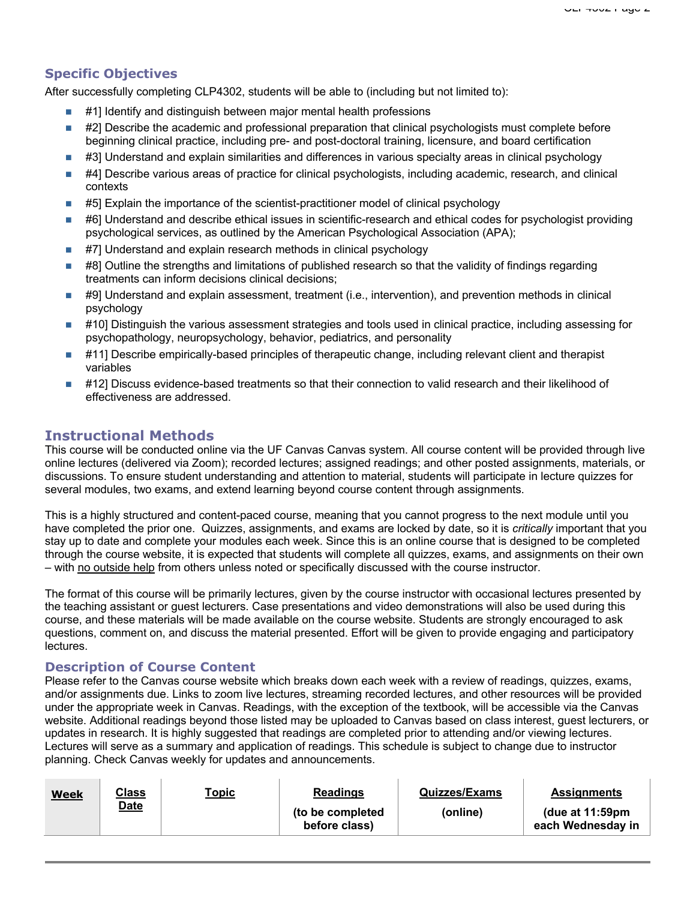## Specific Objectives

After successfully completing CLP4302, students will be able to (including but not limited to):

- #1] Identify and distinguish between major mental health professions
- #2] Describe the academic and professional preparation that clinical psychologists must complete before beginning clinical practice, including pre- and post-doctoral training, licensure, and board certification
- #3] Understand and explain similarities and differences in various specialty areas in clinical psychology
- #4] Describe various areas of practice for clinical psychologists, including academic, research, and clinical contexts
- #5] Explain the importance of the scientist-practitioner model of clinical psychology
- #6] Understand and describe ethical issues in scientific-research and ethical codes for psychologist providing psychological services, as outlined by the American Psychological Association (APA);
- #7] Understand and explain research methods in clinical psychology
- #8] Outline the strengths and limitations of published research so that the validity of findings regarding treatments can inform decisions clinical decisions;
- #9] Understand and explain assessment, treatment (i.e., intervention), and prevention methods in clinical psychology
- #10] Distinguish the various assessment strategies and tools used in clinical practice, including assessing for psychopathology, neuropsychology, behavior, pediatrics, and personality
- #11] Describe empirically-based principles of therapeutic change, including relevant client and therapist variables
- #12] Discuss evidence-based treatments so that their connection to valid research and their likelihood of effectiveness are addressed.

## Instructional Methods

This course will be conducted online via the UF Canvas Canvas system. All course content will be provided through live online lectures (delivered via Zoom); recorded lectures; assigned readings; and other posted assignments, materials, or discussions. To ensure student understanding and attention to material, students will participate in lecture quizzes for several modules, two exams, and extend learning beyond course content through assignments.

This is a highly structured and content-paced course, meaning that you cannot progress to the next module until you have completed the prior one. Quizzes, assignments, and exams are locked by date, so it is *critically* important that you stay up to date and complete your modules each week. Since this is an online course that is designed to be completed through the course website, it is expected that students will complete all quizzes, exams, and assignments on their own – with no outside help from others unless noted or specifically discussed with the course instructor.

The format of this course will be primarily lectures, given by the course instructor with occasional lectures presented by the teaching assistant or guest lecturers. Case presentations and video demonstrations will also be used during this course, and these materials will be made available on the course website. Students are strongly encouraged to ask questions, comment on, and discuss the material presented. Effort will be given to provide engaging and participatory lectures.

### Description of Course Content

Please refer to the Canvas course website which breaks down each week with a review of readings, quizzes, exams, and/or assignments due. Links to zoom live lectures, streaming recorded lectures, and other resources will be provided under the appropriate week in Canvas. Readings, with the exception of the textbook, will be accessible via the Canvas website. Additional readings beyond those listed may be uploaded to Canvas based on class interest, guest lecturers, or updates in research. It is highly suggested that readings are completed prior to attending and/or viewing lectures. Lectures will serve as a summary and application of readings. This schedule is subject to change due to instructor planning. Check Canvas weekly for updates and announcements.

| **Week** | **Class Date** | **Topic** | **Readings** (to be completed before class) | **Quizzes/Exams** (online) | **Assignments** (due at 11:59pm each Wednesday in |
|---|---|---|---|---|---|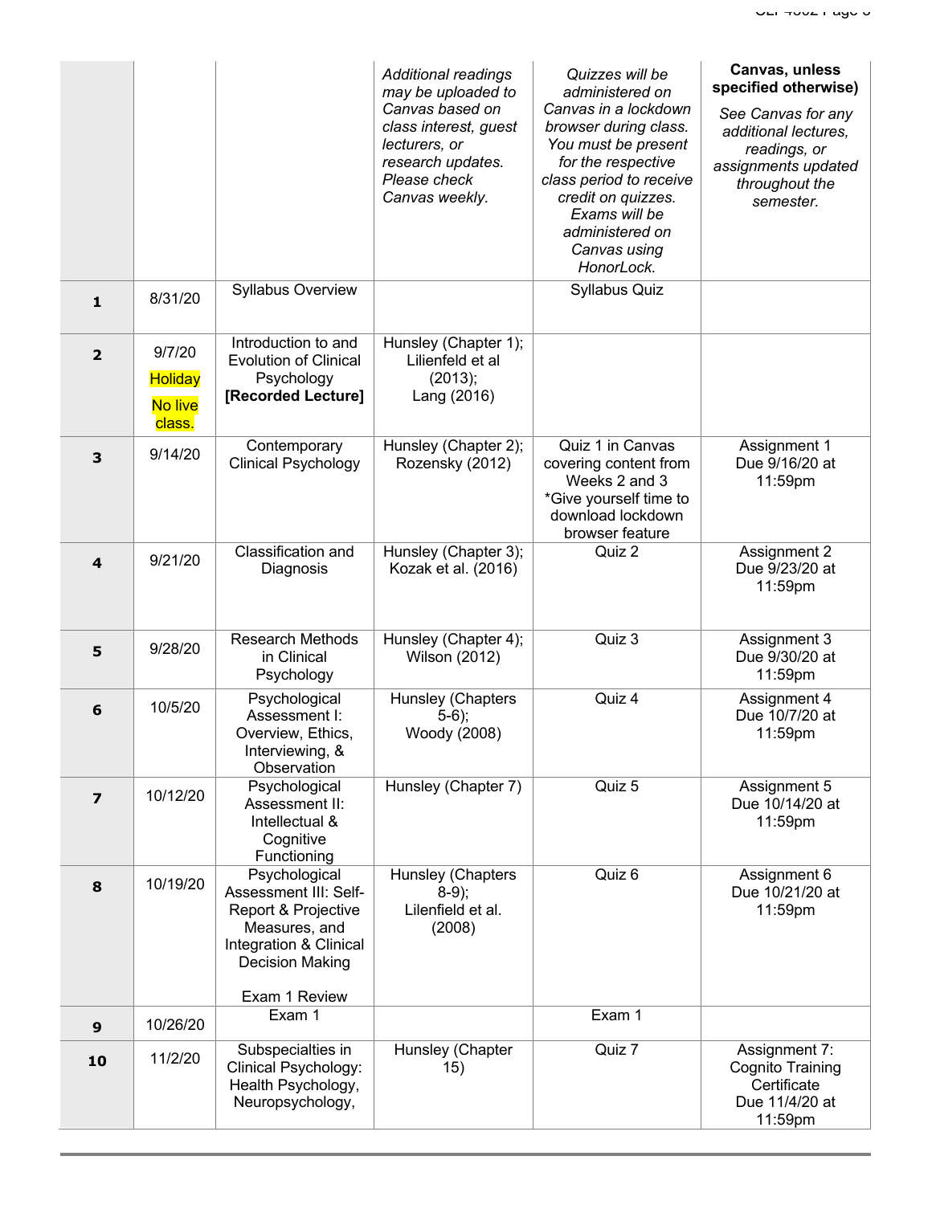| | | | *Additional readings may be uploaded to Canvas based on class interest, guest lecturers, or research updates. Please check Canvas weekly.* | *Quizzes will be administered on Canvas in a lockdown browser during class. You must be present for the respective class period to receive credit on quizzes. Exams will be administered on Canvas using HonorLock.* | **Canvas, unless specified otherwise)** *See Canvas for any additional lectures, readings, or assignments updated throughout the semester.* |
|---|---|---|---|---|---|
| **1** | 8/31/20 | Syllabus Overview | | Syllabus Quiz | |
| **2** | 9/7/20 Holiday No live class. | Introduction to and Evolution of Clinical Psychology **[Recorded Lecture]** | Hunsley (Chapter 1); Lilienfeld et al (2013); Lang (2016) | | |
| **3** | 9/14/20 | Contemporary Clinical Psychology | Hunsley (Chapter 2); Rozensky (2012) | Quiz 1 in Canvas covering content from Weeks 2 and 3 *Give yourself time to download lockdown browser feature | Assignment 1 Due 9/16/20 at 11:59pm |
| **4** | 9/21/20 | Classification and Diagnosis | Hunsley (Chapter 3); Kozak et al. (2016) | Quiz 2 | Assignment 2 Due 9/23/20 at 11:59pm |
| **5** | 9/28/20 | Research Methods in Clinical Psychology | Hunsley (Chapter 4); Wilson (2012) | Quiz 3 | Assignment 3 Due 9/30/20 at 11:59pm |
| **6** | 10/5/20 | Psychological Assessment I: Overview, Ethics, Interviewing, & Observation | Hunsley (Chapters 5-6); Woody (2008) | Quiz 4 | Assignment 4 Due 10/7/20 at 11:59pm |
| **7** | 10/12/20 | Psychological Assessment II: Intellectual & Cognitive Functioning | Hunsley (Chapter 7) | Quiz 5 | Assignment 5 Due 10/14/20 at 11:59pm |
| **8** | 10/19/20 | Psychological Assessment III: Self-Report & Projective Measures, and Integration & Clinical Decision Making<br><br>Exam 1 Review | Hunsley (Chapters 8-9); Lilenfeld et al. (2008) | Quiz 6 | Assignment 6 Due 10/21/20 at 11:59pm |
| **9** | 10/26/20 | Exam 1 | | Exam 1 | |
| **10** | 11/2/20 | Subspecialties in Clinical Psychology: Health Psychology, Neuropsychology, | Hunsley (Chapter 15) | Quiz 7 | Assignment 7: Cognito Training Certificate Due 11/4/20 at 11:59pm |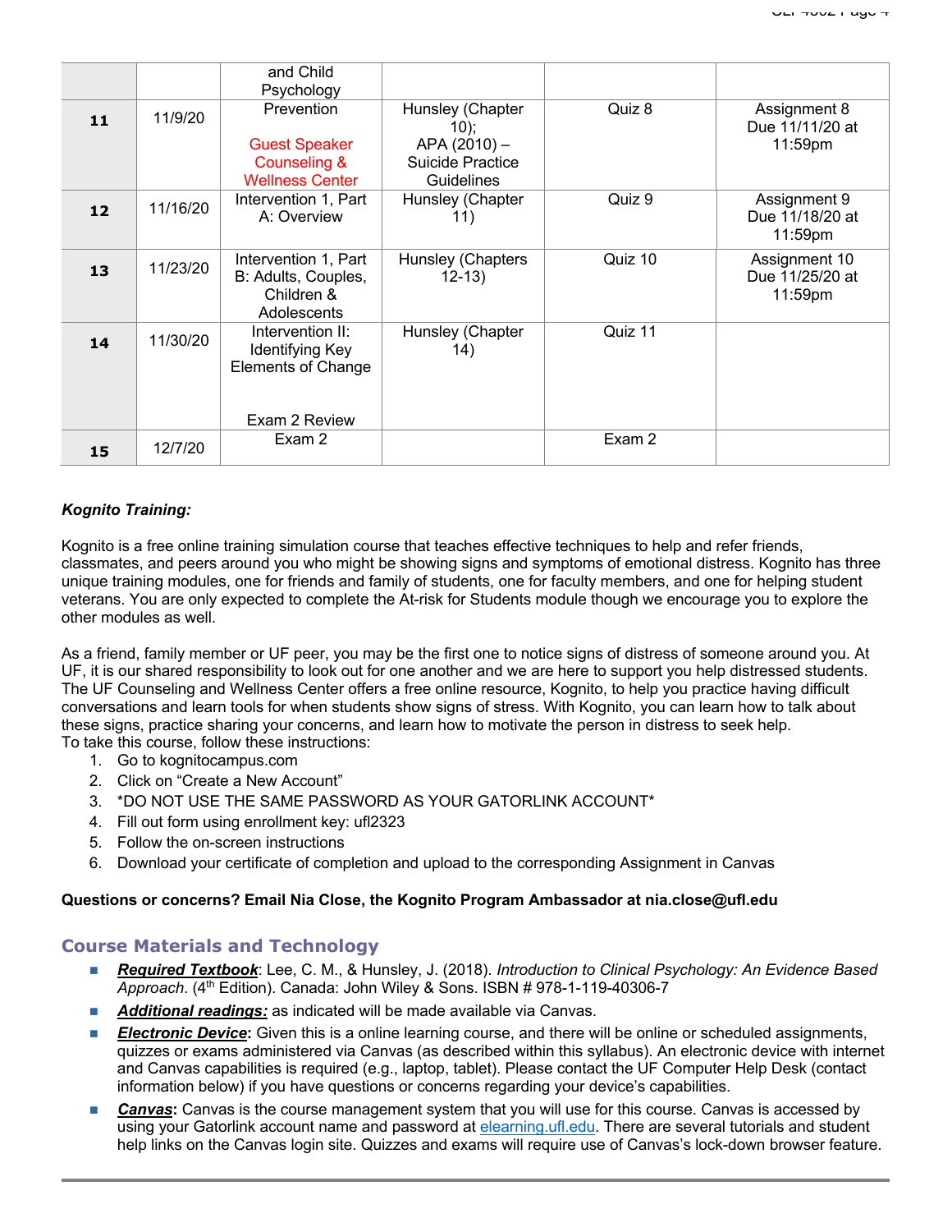| | | | | | |
|---|---|---|---|---|---|
| | | and Child Psychology | | | |
| **11** | 11/9/20 | Prevention<br><br>Guest Speaker Counseling & Wellness Center | Hunsley (Chapter 10);<br>APA (2010) – Suicide Practice Guidelines | Quiz 8 | Assignment 8 Due 11/11/20 at 11:59pm |
| **12** | 11/16/20 | Intervention 1, Part A: Overview | Hunsley (Chapter 11) | Quiz 9 | Assignment 9 Due 11/18/20 at 11:59pm |
| **13** | 11/23/20 | Intervention 1, Part B: Adults, Couples, Children & Adolescents | Hunsley (Chapters 12-13) | Quiz 10 | Assignment 10 Due 11/25/20 at 11:59pm |
| **14** | 11/30/20 | Intervention II: Identifying Key Elements of Change<br><br>Exam 2 Review | Hunsley (Chapter 14) | Quiz 11 | |
| **15** | 12/7/20 | Exam 2 | | Exam 2 | |

***Kognito Training:***

Kognito is a free online training simulation course that teaches effective techniques to help and refer friends, classmates, and peers around you who might be showing signs and symptoms of emotional distress. Kognito has three unique training modules, one for friends and family of students, one for faculty members, and one for helping student veterans. You are only expected to complete the At-risk for Students module though we encourage you to explore the other modules as well.

As a friend, family member or UF peer, you may be the first one to notice signs of distress of someone around you. At UF, it is our shared responsibility to look out for one another and we are here to support you help distressed students. The UF Counseling and Wellness Center offers a free online resource, Kognito, to help you practice having difficult conversations and learn tools for when students show signs of stress. With Kognito, you can learn how to talk about these signs, practice sharing your concerns, and learn how to motivate the person in distress to seek help.
To take this course, follow these instructions:

1. Go to kognitocampus.com
2. Click on "Create a New Account"
3. *DO NOT USE THE SAME PASSWORD AS YOUR GATORLINK ACCOUNT*
4. Fill out form using enrollment key: ufl2323
5. Follow the on-screen instructions
6. Download your certificate of completion and upload to the corresponding Assignment in Canvas

**Questions or concerns? Email Nia Close, the Kognito Program Ambassador at nia.close@ufl.edu**

## Course Materials and Technology

- ***Required Textbook***: Lee, C. M., & Hunsley, J. (2018). *Introduction to Clinical Psychology: An Evidence Based Approach*. (4th Edition). Canada: John Wiley & Sons. ISBN # 978-1-119-40306-7
- ***Additional readings:*** as indicated will be made available via Canvas.
- ***Electronic Device*****:** Given this is a online learning course, and there will be online or scheduled assignments, quizzes or exams administered via Canvas (as described within this syllabus). An electronic device with internet and Canvas capabilities is required (e.g., laptop, tablet). Please contact the UF Computer Help Desk (contact information below) if you have questions or concerns regarding your device's capabilities.
- ***Canvas*****:** Canvas is the course management system that you will use for this course. Canvas is accessed by using your Gatorlink account name and password at elearning.ufl.edu. There are several tutorials and student help links on the Canvas login site. Quizzes and exams will require use of Canvas's lock-down browser feature.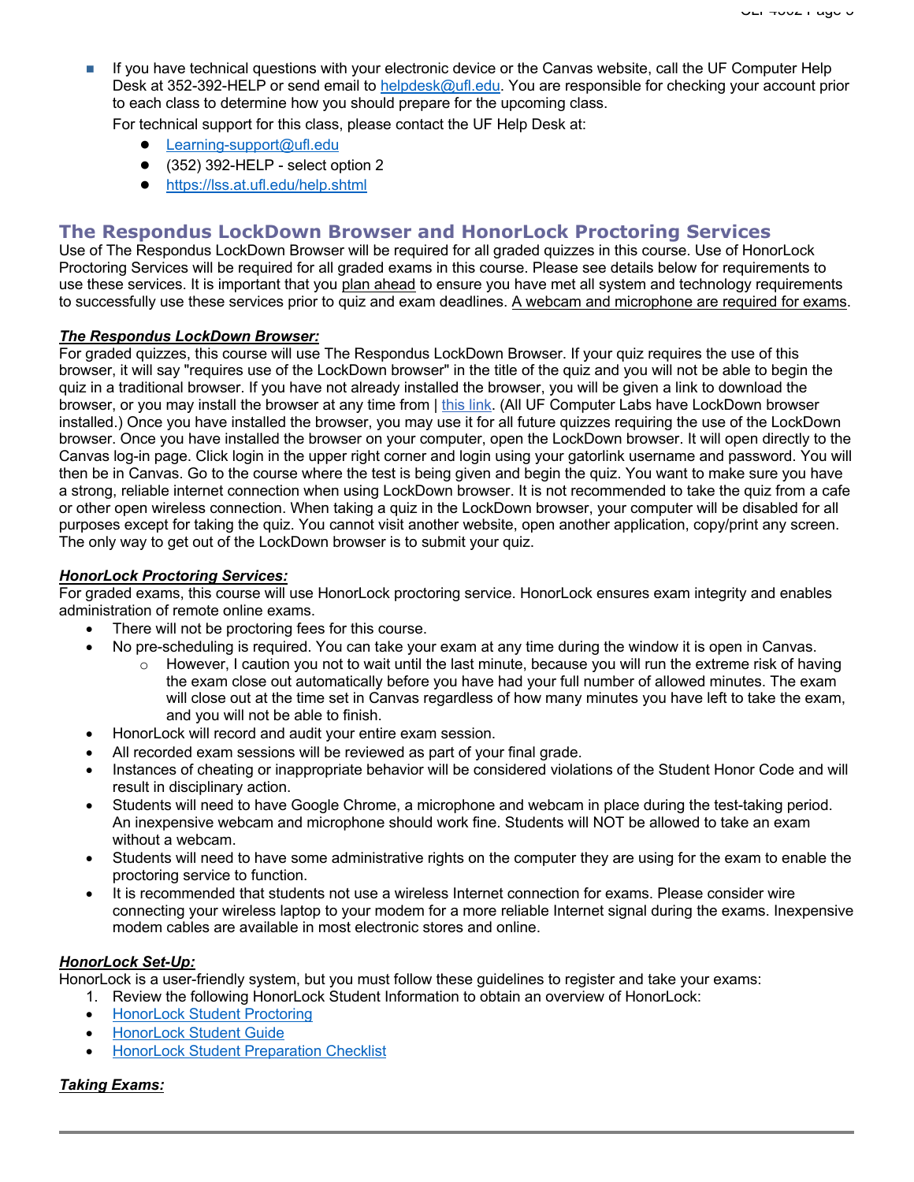- If you have technical questions with your electronic device or the Canvas website, call the UF Computer Help Desk at 352-392-HELP or send email to helpdesk@ufl.edu. You are responsible for checking your account prior to each class to determine how you should prepare for the upcoming class.

  For technical support for this class, please contact the UF Help Desk at:

  - Learning-support@ufl.edu
  - (352) 392-HELP - select option 2
  - https://lss.at.ufl.edu/help.shtml

## The Respondus LockDown Browser and HonorLock Proctoring Services

Use of The Respondus LockDown Browser will be required for all graded quizzes in this course. Use of HonorLock Proctoring Services will be required for all graded exams in this course. Please see details below for requirements to use these services. It is important that you plan ahead to ensure you have met all system and technology requirements to successfully use these services prior to quiz and exam deadlines. A webcam and microphone are required for exams.

***The Respondus LockDown Browser:***

For graded quizzes, this course will use The Respondus LockDown Browser. If your quiz requires the use of this browser, it will say "requires use of the LockDown browser" in the title of the quiz and you will not be able to begin the quiz in a traditional browser. If you have not already installed the browser, you will be given a link to download the browser, or you may install the browser at any time from | this link. (All UF Computer Labs have LockDown browser installed.) Once you have installed the browser, you may use it for all future quizzes requiring the use of the LockDown browser. Once you have installed the browser on your computer, open the LockDown browser. It will open directly to the Canvas log-in page. Click login in the upper right corner and login using your gatorlink username and password. You will then be in Canvas. Go to the course where the test is being given and begin the quiz. You want to make sure you have a strong, reliable internet connection when using LockDown browser. It is not recommended to take the quiz from a cafe or other open wireless connection. When taking a quiz in the LockDown browser, your computer will be disabled for all purposes except for taking the quiz. You cannot visit another website, open another application, copy/print any screen. The only way to get out of the LockDown browser is to submit your quiz.

***HonorLock Proctoring Services:***

For graded exams, this course will use HonorLock proctoring service. HonorLock ensures exam integrity and enables administration of remote online exams.

- There will not be proctoring fees for this course.
- No pre-scheduling is required. You can take your exam at any time during the window it is open in Canvas.
  - However, I caution you not to wait until the last minute, because you will run the extreme risk of having the exam close out automatically before you have had your full number of allowed minutes. The exam will close out at the time set in Canvas regardless of how many minutes you have left to take the exam, and you will not be able to finish.
- HonorLock will record and audit your entire exam session.
- All recorded exam sessions will be reviewed as part of your final grade.
- Instances of cheating or inappropriate behavior will be considered violations of the Student Honor Code and will result in disciplinary action.
- Students will need to have Google Chrome, a microphone and webcam in place during the test-taking period. An inexpensive webcam and microphone should work fine. Students will NOT be allowed to take an exam without a webcam.
- Students will need to have some administrative rights on the computer they are using for the exam to enable the proctoring service to function.
- It is recommended that students not use a wireless Internet connection for exams. Please consider wire connecting your wireless laptop to your modem for a more reliable Internet signal during the exams. Inexpensive modem cables are available in most electronic stores and online.

***HonorLock Set-Up:***

HonorLock is a user-friendly system, but you must follow these guidelines to register and take your exams:

1. Review the following HonorLock Student Information to obtain an overview of HonorLock:

- HonorLock Student Proctoring
- HonorLock Student Guide
- HonorLock Student Preparation Checklist

***Taking Exams:***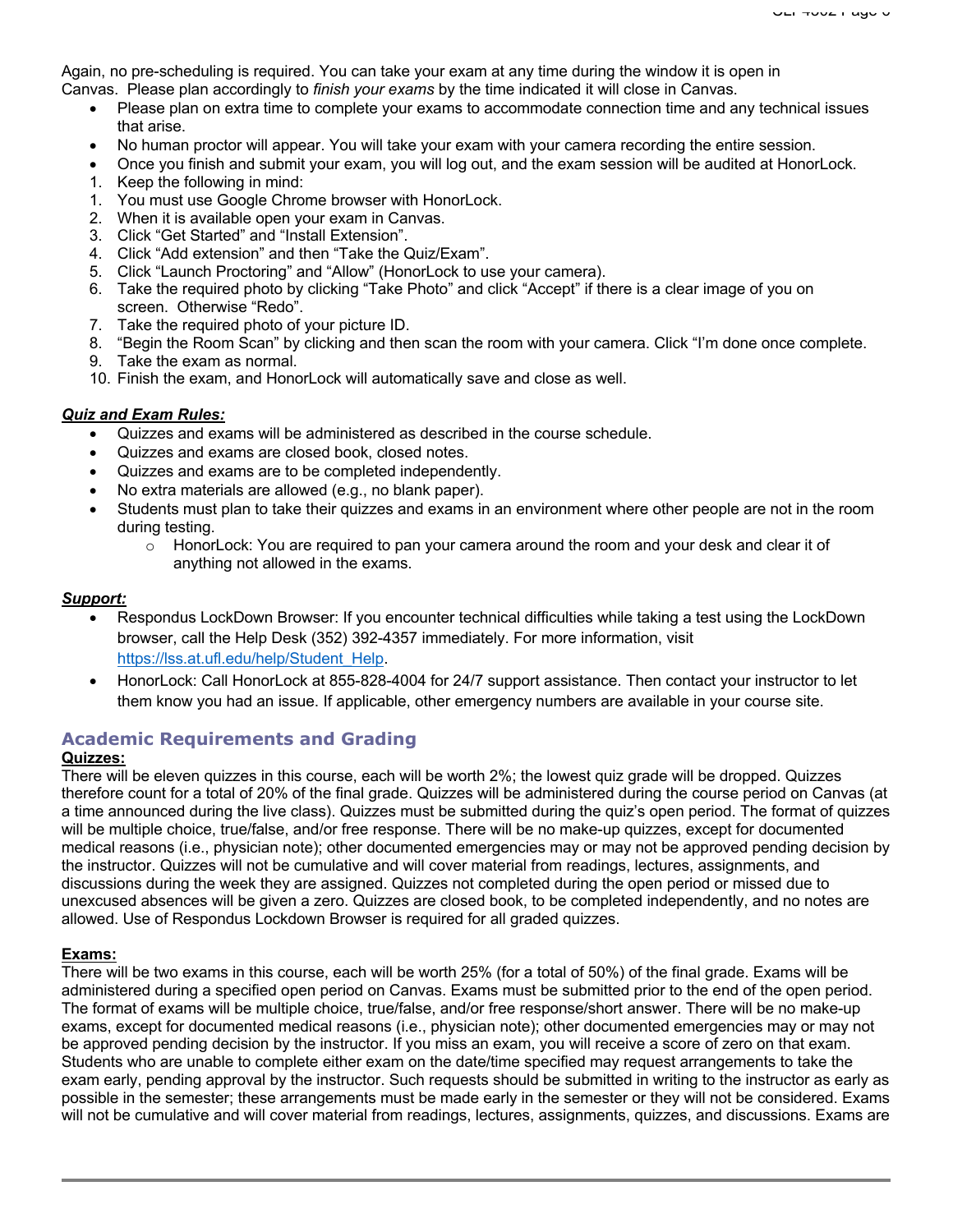Again, no pre-scheduling is required. You can take your exam at any time during the window it is open in Canvas. Please plan accordingly to *finish your exams* by the time indicated it will close in Canvas.

- Please plan on extra time to complete your exams to accommodate connection time and any technical issues that arise.
- No human proctor will appear. You will take your exam with your camera recording the entire session.
- Once you finish and submit your exam, you will log out, and the exam session will be audited at HonorLock.

1. Keep the following in mind:
1. You must use Google Chrome browser with HonorLock.
2. When it is available open your exam in Canvas.
3. Click "Get Started" and "Install Extension".
4. Click "Add extension" and then "Take the Quiz/Exam".
5. Click "Launch Proctoring" and "Allow" (HonorLock to use your camera).
6. Take the required photo by clicking "Take Photo" and click "Accept" if there is a clear image of you on screen. Otherwise "Redo".
7. Take the required photo of your picture ID.
8. "Begin the Room Scan" by clicking and then scan the room with your camera. Click "I'm done once complete.
9. Take the exam as normal.
10. Finish the exam, and HonorLock will automatically save and close as well.

***Quiz and Exam Rules:***

- Quizzes and exams will be administered as described in the course schedule.
- Quizzes and exams are closed book, closed notes.
- Quizzes and exams are to be completed independently.
- No extra materials are allowed (e.g., no blank paper).
- Students must plan to take their quizzes and exams in an environment where other people are not in the room during testing.
    - HonorLock: You are required to pan your camera around the room and your desk and clear it of anything not allowed in the exams.

***Support:***

- Respondus LockDown Browser: If you encounter technical difficulties while taking a test using the LockDown browser, call the Help Desk (352) 392-4357 immediately. For more information, visit https://lss.at.ufl.edu/help/Student_Help.
- HonorLock: Call HonorLock at 855-828-4004 for 24/7 support assistance. Then contact your instructor to let them know you had an issue. If applicable, other emergency numbers are available in your course site.

## Academic Requirements and Grading

**Quizzes:**

There will be eleven quizzes in this course, each will be worth 2%; the lowest quiz grade will be dropped. Quizzes therefore count for a total of 20% of the final grade. Quizzes will be administered during the course period on Canvas (at a time announced during the live class). Quizzes must be submitted during the quiz's open period. The format of quizzes will be multiple choice, true/false, and/or free response. There will be no make-up quizzes, except for documented medical reasons (i.e., physician note); other documented emergencies may or may not be approved pending decision by the instructor. Quizzes will not be cumulative and will cover material from readings, lectures, assignments, and discussions during the week they are assigned. Quizzes not completed during the open period or missed due to unexcused absences will be given a zero. Quizzes are closed book, to be completed independently, and no notes are allowed. Use of Respondus Lockdown Browser is required for all graded quizzes.

**Exams:**

There will be two exams in this course, each will be worth 25% (for a total of 50%) of the final grade. Exams will be administered during a specified open period on Canvas. Exams must be submitted prior to the end of the open period. The format of exams will be multiple choice, true/false, and/or free response/short answer. There will be no make-up exams, except for documented medical reasons (i.e., physician note); other documented emergencies may or may not be approved pending decision by the instructor. If you miss an exam, you will receive a score of zero on that exam. Students who are unable to complete either exam on the date/time specified may request arrangements to take the exam early, pending approval by the instructor. Such requests should be submitted in writing to the instructor as early as possible in the semester; these arrangements must be made early in the semester or they will not be considered. Exams will not be cumulative and will cover material from readings, lectures, assignments, quizzes, and discussions. Exams are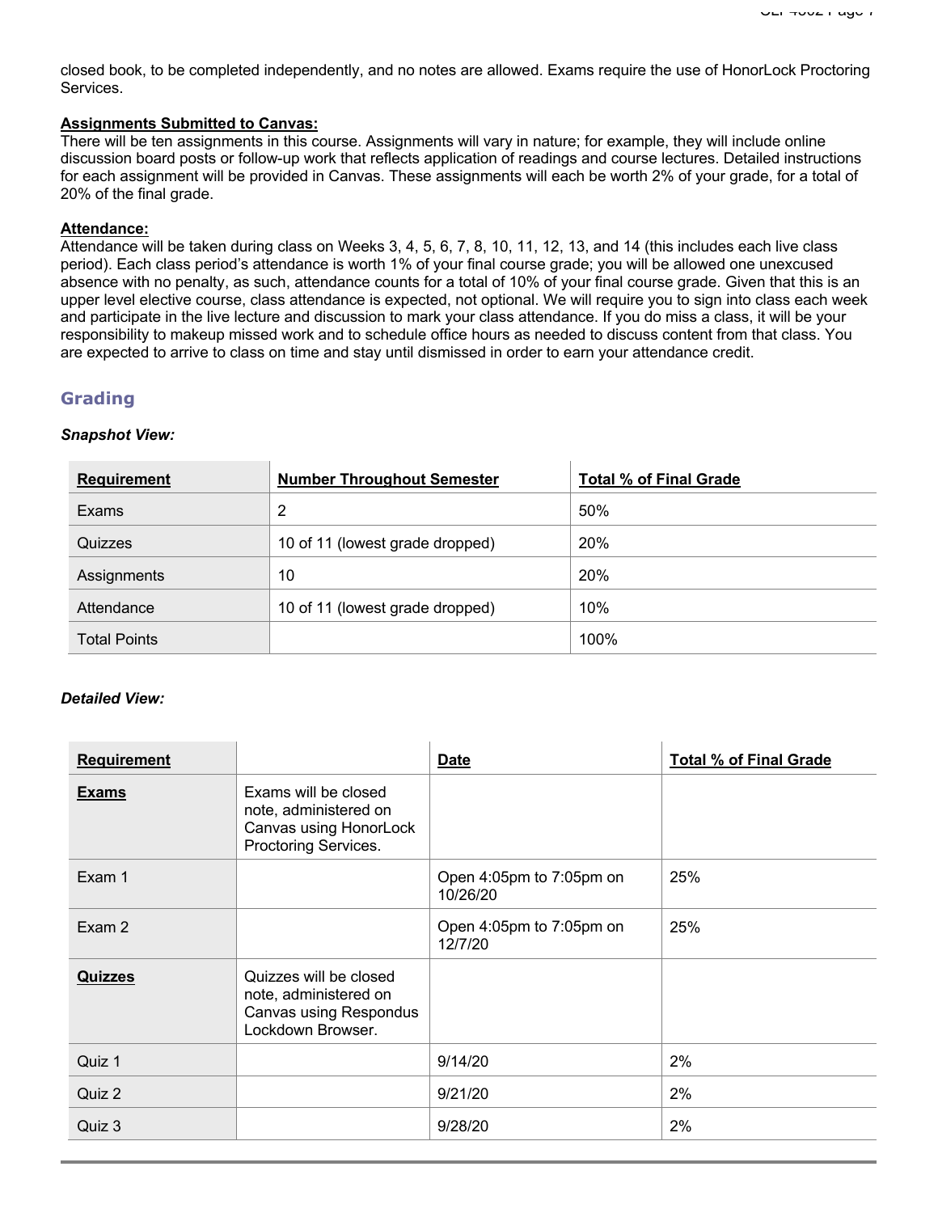closed book, to be completed independently, and no notes are allowed. Exams require the use of HonorLock Proctoring Services.

**Assignments Submitted to Canvas:**
There will be ten assignments in this course. Assignments will vary in nature; for example, they will include online discussion board posts or follow-up work that reflects application of readings and course lectures. Detailed instructions for each assignment will be provided in Canvas. These assignments will each be worth 2% of your grade, for a total of 20% of the final grade.

**Attendance:**
Attendance will be taken during class on Weeks 3, 4, 5, 6, 7, 8, 10, 11, 12, 13, and 14 (this includes each live class period). Each class period's attendance is worth 1% of your final course grade; you will be allowed one unexcused absence with no penalty, as such, attendance counts for a total of 10% of your final course grade. Given that this is an upper level elective course, class attendance is expected, not optional. We will require you to sign into class each week and participate in the live lecture and discussion to mark your class attendance. If you do miss a class, it will be your responsibility to makeup missed work and to schedule office hours as needed to discuss content from that class. You are expected to arrive to class on time and stay until dismissed in order to earn your attendance credit.

## Grading

***Snapshot View:***

| Requirement | Number Throughout Semester | Total % of Final Grade |
|---|---|---|
| Exams | 2 | 50% |
| Quizzes | 10 of 11 (lowest grade dropped) | 20% |
| Assignments | 10 | 20% |
| Attendance | 10 of 11 (lowest grade dropped) | 10% |
| Total Points | | 100% |

***Detailed View:***

| Requirement | | Date | Total % of Final Grade |
|---|---|---|---|
| **Exams** | Exams will be closed note, administered on Canvas using HonorLock Proctoring Services. | | |
| Exam 1 | | Open 4:05pm to 7:05pm on 10/26/20 | 25% |
| Exam 2 | | Open 4:05pm to 7:05pm on 12/7/20 | 25% |
| **Quizzes** | Quizzes will be closed note, administered on Canvas using Respondus Lockdown Browser. | | |
| Quiz 1 | | 9/14/20 | 2% |
| Quiz 2 | | 9/21/20 | 2% |
| Quiz 3 | | 9/28/20 | 2% |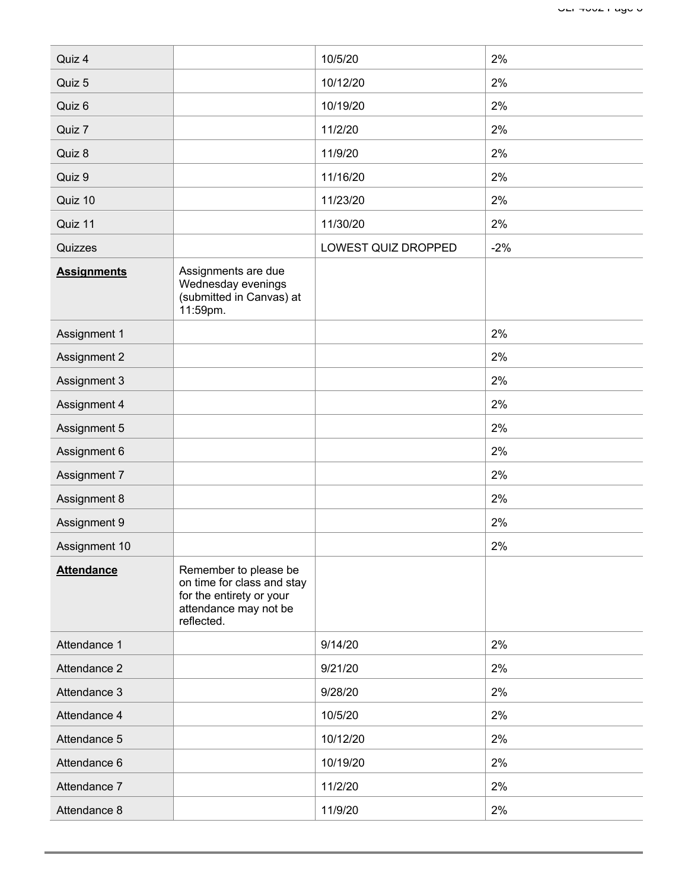| Quiz 4 | | 10/5/20 | 2% |
|---|---|---|---|
| Quiz 5 | | 10/12/20 | 2% |
| Quiz 6 | | 10/19/20 | 2% |
| Quiz 7 | | 11/2/20 | 2% |
| Quiz 8 | | 11/9/20 | 2% |
| Quiz 9 | | 11/16/20 | 2% |
| Quiz 10 | | 11/23/20 | 2% |
| Quiz 11 | | 11/30/20 | 2% |
| Quizzes | | LOWEST QUIZ DROPPED | -2% |
| **Assignments** | Assignments are due Wednesday evenings (submitted in Canvas) at 11:59pm. | | |
| Assignment 1 | | | 2% |
| Assignment 2 | | | 2% |
| Assignment 3 | | | 2% |
| Assignment 4 | | | 2% |
| Assignment 5 | | | 2% |
| Assignment 6 | | | 2% |
| Assignment 7 | | | 2% |
| Assignment 8 | | | 2% |
| Assignment 9 | | | 2% |
| Assignment 10 | | | 2% |
| **Attendance** | Remember to please be on time for class and stay for the entirety or your attendance may not be reflected. | | |
| Attendance 1 | | 9/14/20 | 2% |
| Attendance 2 | | 9/21/20 | 2% |
| Attendance 3 | | 9/28/20 | 2% |
| Attendance 4 | | 10/5/20 | 2% |
| Attendance 5 | | 10/12/20 | 2% |
| Attendance 6 | | 10/19/20 | 2% |
| Attendance 7 | | 11/2/20 | 2% |
| Attendance 8 | | 11/9/20 | 2% |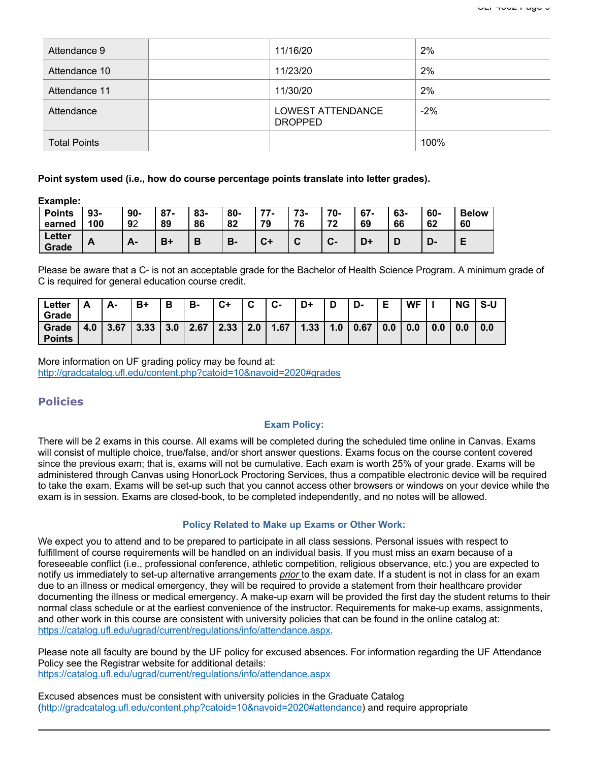| Attendance 9 | | 11/16/20 | 2% |
| --- | --- | --- | --- |
| Attendance 10 | | 11/23/20 | 2% |
| Attendance 11 | | 11/30/20 | 2% |
| Attendance | | LOWEST ATTENDANCE DROPPED | -2% |
| Total Points | | | 100% |

**Point system used (i.e., how do course percentage points translate into letter grades).**

**Example:**

| Points earned | 93-100 | 90-92 | 87-89 | 83-86 | 80-82 | 77-79 | 73-76 | 70-72 | 67-69 | 63-66 | 60-62 | Below 60 |
| --- | --- | --- | --- | --- | --- | --- | --- | --- | --- | --- | --- | --- |
| Letter Grade | A | A- | B+ | B | B- | C+ | C | C- | D+ | D | D- | E |

Please be aware that a C- is not an acceptable grade for the Bachelor of Health Science Program. A minimum grade of C is required for general education course credit.

| Letter Grade | A | A- | B+ | B | B- | C+ | C | C- | D+ | D | D- | E | WF | I | NG | S-U |
| --- | --- | --- | --- | --- | --- | --- | --- | --- | --- | --- | --- | --- | --- | --- | --- | --- |
| Grade Points | 4.0 | 3.67 | 3.33 | 3.0 | 2.67 | 2.33 | 2.0 | 1.67 | 1.33 | 1.0 | 0.67 | 0.0 | 0.0 | 0.0 | 0.0 | 0.0 |

More information on UF grading policy may be found at:
http://gradcatalog.ufl.edu/content.php?catoid=10&navoid=2020#grades

## Policies

### Exam Policy:

There will be 2 exams in this course. All exams will be completed during the scheduled time online in Canvas. Exams will consist of multiple choice, true/false, and/or short answer questions. Exams focus on the course content covered since the previous exam; that is, exams will not be cumulative. Each exam is worth 25% of your grade. Exams will be administered through Canvas using HonorLock Proctoring Services, thus a compatible electronic device will be required to take the exam. Exams will be set-up such that you cannot access other browsers or windows on your device while the exam is in session. Exams are closed-book, to be completed independently, and no notes will be allowed.

### Policy Related to Make up Exams or Other Work:

We expect you to attend and to be prepared to participate in all class sessions. Personal issues with respect to fulfillment of course requirements will be handled on an individual basis. If you must miss an exam because of a foreseeable conflict (i.e., professional conference, athletic competition, religious observance, etc.) you are expected to notify us immediately to set-up alternative arrangements *prior* to the exam date. If a student is not in class for an exam due to an illness or medical emergency, they will be required to provide a statement from their healthcare provider documenting the illness or medical emergency. A make-up exam will be provided the first day the student returns to their normal class schedule or at the earliest convenience of the instructor. Requirements for make-up exams, assignments, and other work in this course are consistent with university policies that can be found in the online catalog at: https://catalog.ufl.edu/ugrad/current/regulations/info/attendance.aspx.

Please note all faculty are bound by the UF policy for excused absences. For information regarding the UF Attendance Policy see the Registrar website for additional details:
https://catalog.ufl.edu/ugrad/current/regulations/info/attendance.aspx

Excused absences must be consistent with university policies in the Graduate Catalog (http://gradcatalog.ufl.edu/content.php?catoid=10&navoid=2020#attendance) and require appropriate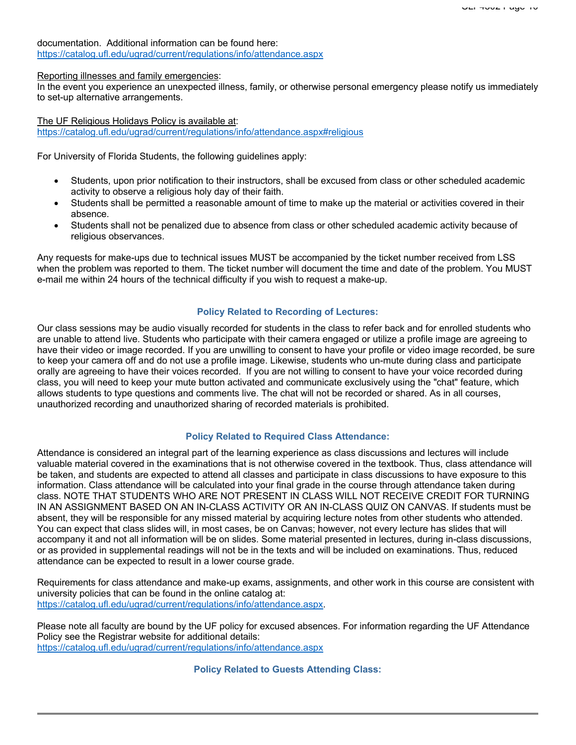documentation. Additional information can be found here:
https://catalog.ufl.edu/ugrad/current/regulations/info/attendance.aspx

Reporting illnesses and family emergencies:
In the event you experience an unexpected illness, family, or otherwise personal emergency please notify us immediately to set-up alternative arrangements.

The UF Religious Holidays Policy is available at:
https://catalog.ufl.edu/ugrad/current/regulations/info/attendance.aspx#religious

For University of Florida Students, the following guidelines apply:

- Students, upon prior notification to their instructors, shall be excused from class or other scheduled academic activity to observe a religious holy day of their faith.
- Students shall be permitted a reasonable amount of time to make up the material or activities covered in their absence.
- Students shall not be penalized due to absence from class or other scheduled academic activity because of religious observances.

Any requests for make-ups due to technical issues MUST be accompanied by the ticket number received from LSS when the problem was reported to them. The ticket number will document the time and date of the problem. You MUST e-mail me within 24 hours of the technical difficulty if you wish to request a make-up.

### Policy Related to Recording of Lectures:

Our class sessions may be audio visually recorded for students in the class to refer back and for enrolled students who are unable to attend live. Students who participate with their camera engaged or utilize a profile image are agreeing to have their video or image recorded. If you are unwilling to consent to have your profile or video image recorded, be sure to keep your camera off and do not use a profile image. Likewise, students who un-mute during class and participate orally are agreeing to have their voices recorded. If you are not willing to consent to have your voice recorded during class, you will need to keep your mute button activated and communicate exclusively using the "chat" feature, which allows students to type questions and comments live. The chat will not be recorded or shared. As in all courses, unauthorized recording and unauthorized sharing of recorded materials is prohibited.

### Policy Related to Required Class Attendance:

Attendance is considered an integral part of the learning experience as class discussions and lectures will include valuable material covered in the examinations that is not otherwise covered in the textbook. Thus, class attendance will be taken, and students are expected to attend all classes and participate in class discussions to have exposure to this information. Class attendance will be calculated into your final grade in the course through attendance taken during class. NOTE THAT STUDENTS WHO ARE NOT PRESENT IN CLASS WILL NOT RECEIVE CREDIT FOR TURNING IN AN ASSIGNMENT BASED ON AN IN-CLASS ACTIVITY OR AN IN-CLASS QUIZ ON CANVAS. If students must be absent, they will be responsible for any missed material by acquiring lecture notes from other students who attended. You can expect that class slides will, in most cases, be on Canvas; however, not every lecture has slides that will accompany it and not all information will be on slides. Some material presented in lectures, during in-class discussions, or as provided in supplemental readings will not be in the texts and will be included on examinations. Thus, reduced attendance can be expected to result in a lower course grade.

Requirements for class attendance and make-up exams, assignments, and other work in this course are consistent with university policies that can be found in the online catalog at:
https://catalog.ufl.edu/ugrad/current/regulations/info/attendance.aspx.

Please note all faculty are bound by the UF policy for excused absences. For information regarding the UF Attendance Policy see the Registrar website for additional details:
https://catalog.ufl.edu/ugrad/current/regulations/info/attendance.aspx

### Policy Related to Guests Attending Class: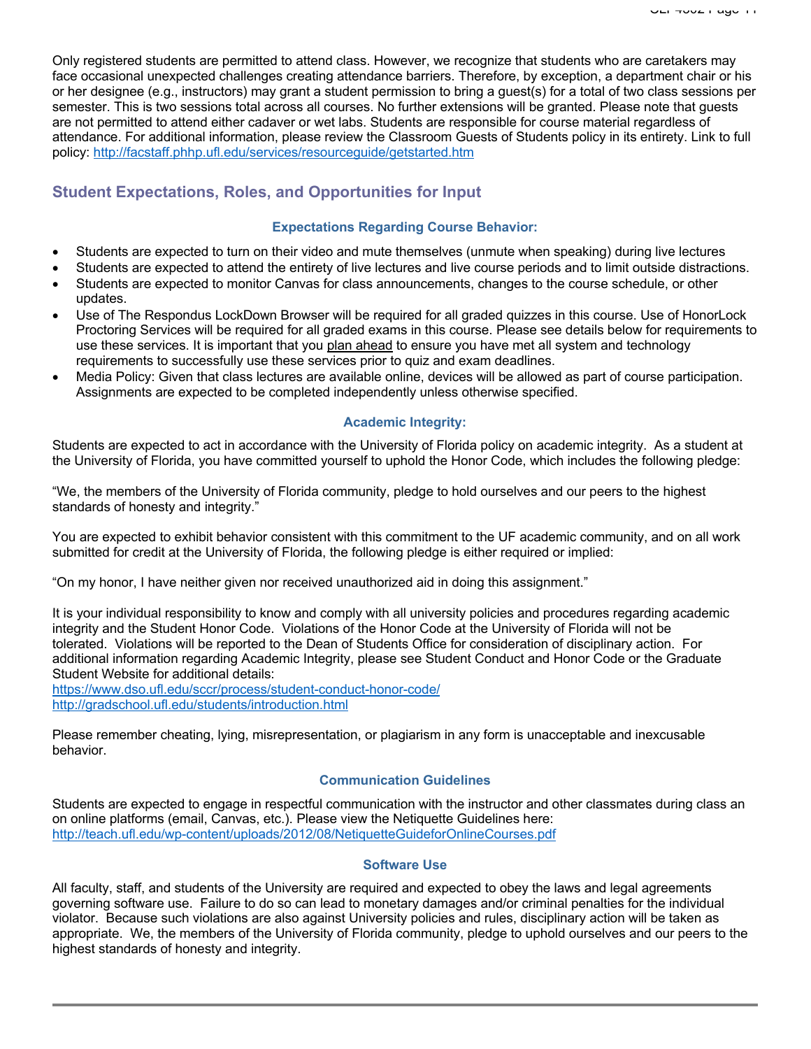Only registered students are permitted to attend class. However, we recognize that students who are caretakers may face occasional unexpected challenges creating attendance barriers. Therefore, by exception, a department chair or his or her designee (e.g., instructors) may grant a student permission to bring a guest(s) for a total of two class sessions per semester. This is two sessions total across all courses. No further extensions will be granted. Please note that guests are not permitted to attend either cadaver or wet labs. Students are responsible for course material regardless of attendance. For additional information, please review the Classroom Guests of Students policy in its entirety. Link to full policy: http://facstaff.phhp.ufl.edu/services/resourceguide/getstarted.htm

## Student Expectations, Roles, and Opportunities for Input

### Expectations Regarding Course Behavior:

- Students are expected to turn on their video and mute themselves (unmute when speaking) during live lectures
- Students are expected to attend the entirety of live lectures and live course periods and to limit outside distractions.
- Students are expected to monitor Canvas for class announcements, changes to the course schedule, or other updates.
- Use of The Respondus LockDown Browser will be required for all graded quizzes in this course. Use of HonorLock Proctoring Services will be required for all graded exams in this course. Please see details below for requirements to use these services. It is important that you plan ahead to ensure you have met all system and technology requirements to successfully use these services prior to quiz and exam deadlines.
- Media Policy: Given that class lectures are available online, devices will be allowed as part of course participation. Assignments are expected to be completed independently unless otherwise specified.

### Academic Integrity:

Students are expected to act in accordance with the University of Florida policy on academic integrity. As a student at the University of Florida, you have committed yourself to uphold the Honor Code, which includes the following pledge:

"We, the members of the University of Florida community, pledge to hold ourselves and our peers to the highest standards of honesty and integrity."

You are expected to exhibit behavior consistent with this commitment to the UF academic community, and on all work submitted for credit at the University of Florida, the following pledge is either required or implied:

"On my honor, I have neither given nor received unauthorized aid in doing this assignment."

It is your individual responsibility to know and comply with all university policies and procedures regarding academic integrity and the Student Honor Code. Violations of the Honor Code at the University of Florida will not be tolerated. Violations will be reported to the Dean of Students Office for consideration of disciplinary action. For additional information regarding Academic Integrity, please see Student Conduct and Honor Code or the Graduate Student Website for additional details:
https://www.dso.ufl.edu/sccr/process/student-conduct-honor-code/
http://gradschool.ufl.edu/students/introduction.html

Please remember cheating, lying, misrepresentation, or plagiarism in any form is unacceptable and inexcusable behavior.

### Communication Guidelines

Students are expected to engage in respectful communication with the instructor and other classmates during class an on online platforms (email, Canvas, etc.). Please view the Netiquette Guidelines here: http://teach.ufl.edu/wp-content/uploads/2012/08/NetiquetteGuideforOnlineCourses.pdf

### Software Use

All faculty, staff, and students of the University are required and expected to obey the laws and legal agreements governing software use. Failure to do so can lead to monetary damages and/or criminal penalties for the individual violator. Because such violations are also against University policies and rules, disciplinary action will be taken as appropriate. We, the members of the University of Florida community, pledge to uphold ourselves and our peers to the highest standards of honesty and integrity.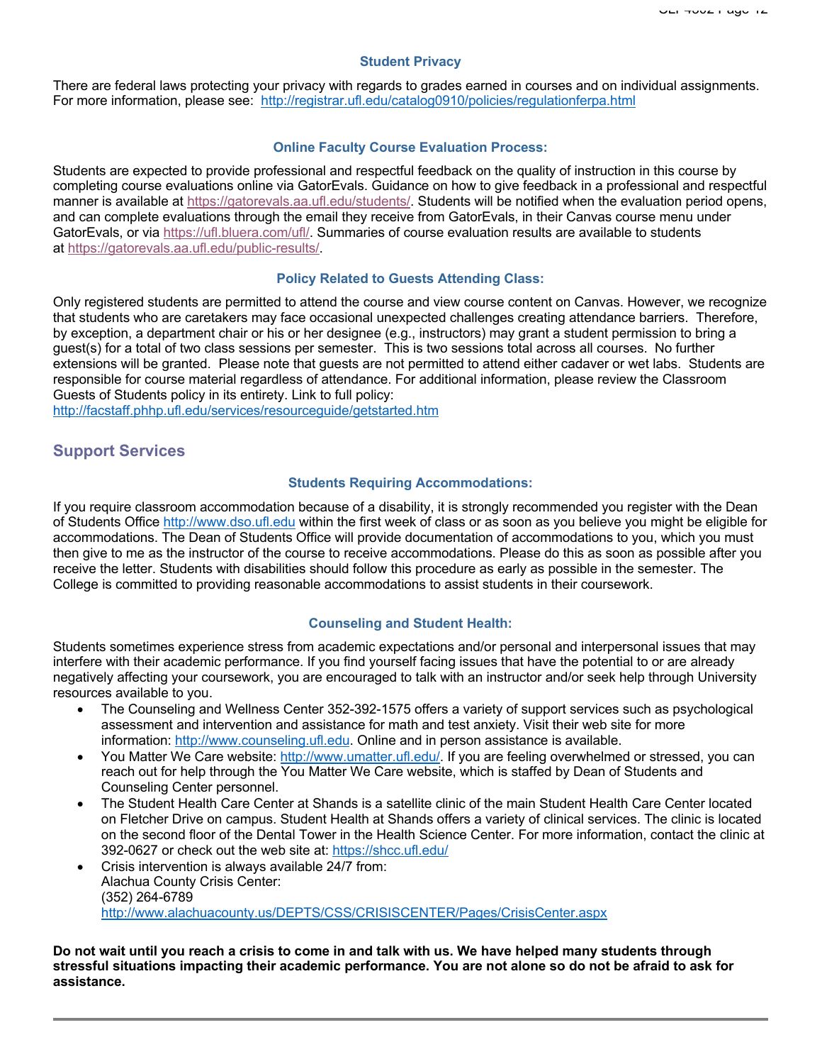### Student Privacy

There are federal laws protecting your privacy with regards to grades earned in courses and on individual assignments. For more information, please see: http://registrar.ufl.edu/catalog0910/policies/regulationferpa.html

### Online Faculty Course Evaluation Process:

Students are expected to provide professional and respectful feedback on the quality of instruction in this course by completing course evaluations online via GatorEvals. Guidance on how to give feedback in a professional and respectful manner is available at https://gatorevals.aa.ufl.edu/students/. Students will be notified when the evaluation period opens, and can complete evaluations through the email they receive from GatorEvals, in their Canvas course menu under GatorEvals, or via https://ufl.bluera.com/ufl/. Summaries of course evaluation results are available to students at https://gatorevals.aa.ufl.edu/public-results/.

### Policy Related to Guests Attending Class:

Only registered students are permitted to attend the course and view course content on Canvas. However, we recognize that students who are caretakers may face occasional unexpected challenges creating attendance barriers. Therefore, by exception, a department chair or his or her designee (e.g., instructors) may grant a student permission to bring a guest(s) for a total of two class sessions per semester. This is two sessions total across all courses. No further extensions will be granted. Please note that guests are not permitted to attend either cadaver or wet labs. Students are responsible for course material regardless of attendance. For additional information, please review the Classroom Guests of Students policy in its entirety. Link to full policy:
http://facstaff.phhp.ufl.edu/services/resourceguide/getstarted.htm

## Support Services

### Students Requiring Accommodations:

If you require classroom accommodation because of a disability, it is strongly recommended you register with the Dean of Students Office http://www.dso.ufl.edu within the first week of class or as soon as you believe you might be eligible for accommodations. The Dean of Students Office will provide documentation of accommodations to you, which you must then give to me as the instructor of the course to receive accommodations. Please do this as soon as possible after you receive the letter. Students with disabilities should follow this procedure as early as possible in the semester. The College is committed to providing reasonable accommodations to assist students in their coursework.

### Counseling and Student Health:

Students sometimes experience stress from academic expectations and/or personal and interpersonal issues that may interfere with their academic performance. If you find yourself facing issues that have the potential to or are already negatively affecting your coursework, you are encouraged to talk with an instructor and/or seek help through University resources available to you.

- The Counseling and Wellness Center 352-392-1575 offers a variety of support services such as psychological assessment and intervention and assistance for math and test anxiety. Visit their web site for more information: http://www.counseling.ufl.edu. Online and in person assistance is available.
- You Matter We Care website: http://www.umatter.ufl.edu/. If you are feeling overwhelmed or stressed, you can reach out for help through the You Matter We Care website, which is staffed by Dean of Students and Counseling Center personnel.
- The Student Health Care Center at Shands is a satellite clinic of the main Student Health Care Center located on Fletcher Drive on campus. Student Health at Shands offers a variety of clinical services. The clinic is located on the second floor of the Dental Tower in the Health Science Center. For more information, contact the clinic at 392-0627 or check out the web site at: https://shcc.ufl.edu/
- Crisis intervention is always available 24/7 from:
  Alachua County Crisis Center:
  (352) 264-6789
  http://www.alachuacounty.us/DEPTS/CSS/CRISISCENTER/Pages/CrisisCenter.aspx

**Do not wait until you reach a crisis to come in and talk with us. We have helped many students through stressful situations impacting their academic performance. You are not alone so do not be afraid to ask for assistance.**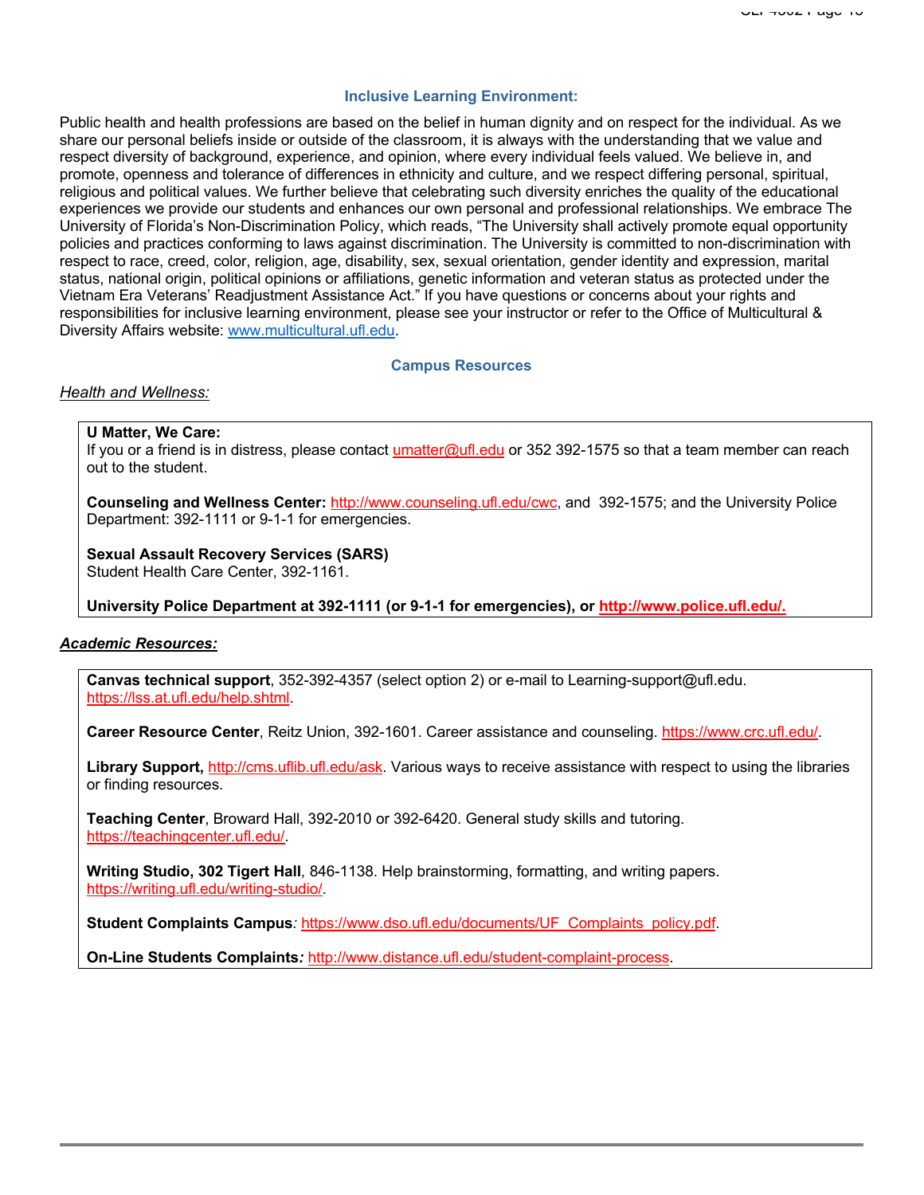### Inclusive Learning Environment:

Public health and health professions are based on the belief in human dignity and on respect for the individual. As we share our personal beliefs inside or outside of the classroom, it is always with the understanding that we value and respect diversity of background, experience, and opinion, where every individual feels valued. We believe in, and promote, openness and tolerance of differences in ethnicity and culture, and we respect differing personal, spiritual, religious and political values. We further believe that celebrating such diversity enriches the quality of the educational experiences we provide our students and enhances our own personal and professional relationships. We embrace The University of Florida's Non-Discrimination Policy, which reads, "The University shall actively promote equal opportunity policies and practices conforming to laws against discrimination. The University is committed to non-discrimination with respect to race, creed, color, religion, age, disability, sex, sexual orientation, gender identity and expression, marital status, national origin, political opinions or affiliations, genetic information and veteran status as protected under the Vietnam Era Veterans' Readjustment Assistance Act." If you have questions or concerns about your rights and responsibilities for inclusive learning environment, please see your instructor or refer to the Office of Multicultural & Diversity Affairs website: www.multicultural.ufl.edu.

### Campus Resources

*Health and Wellness:*

**U Matter, We Care:**
If you or a friend is in distress, please contact umatter@ufl.edu or 352 392-1575 so that a team member can reach out to the student.

**Counseling and Wellness Center:** http://www.counseling.ufl.edu/cwc, and 392-1575; and the University Police Department: 392-1111 or 9-1-1 for emergencies.

**Sexual Assault Recovery Services (SARS)**
Student Health Care Center, 392-1161.

**University Police Department at 392-1111 (or 9-1-1 for emergencies), or http://www.police.ufl.edu/.**

***Academic Resources:***

**Canvas technical support**, 352-392-4357 (select option 2) or e-mail to Learning-support@ufl.edu. https://lss.at.ufl.edu/help.shtml.

**Career Resource Center**, Reitz Union, 392-1601. Career assistance and counseling. https://www.crc.ufl.edu/.

**Library Support,** http://cms.uflib.ufl.edu/ask. Various ways to receive assistance with respect to using the libraries or finding resources.

**Teaching Center**, Broward Hall, 392-2010 or 392-6420. General study skills and tutoring. https://teachingcenter.ufl.edu/.

**Writing Studio, 302 Tigert Hall***,* 846-1138. Help brainstorming, formatting, and writing papers. https://writing.ufl.edu/writing-studio/.

**Student Complaints Campus***:* https://www.dso.ufl.edu/documents/UF_Complaints_policy.pdf.

**On-Line Students Complaints*:*** http://www.distance.ufl.edu/student-complaint-process.